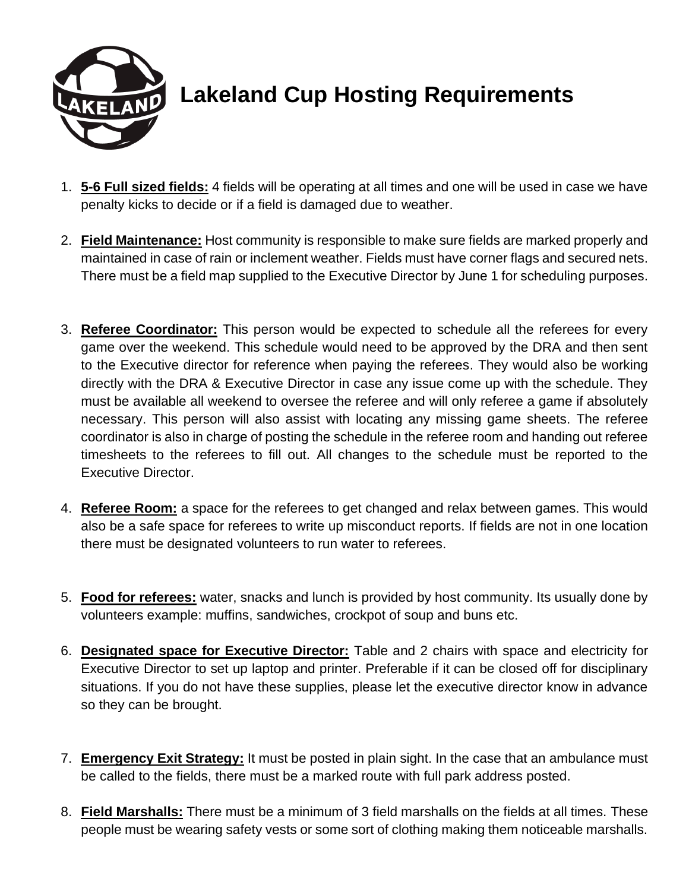# Lakeland Cup Hosting Requirements

1. **5-6 Full sized fields:** 4 fields will be operating at all times and one will be used in case we have penalty kicks to decide or if a field is damaged due to weather.

2. **Field Maintenance:** Host community is responsible to make sure fields are marked properly and maintained in case of rain or inclement weather. Fields must have corner flags and secured nets. There must be a field map supplied to the Executive Director by June 1 for scheduling purposes.

3. **Referee Coordinator:** This person would be expected to schedule all the referees for every game over the weekend. This schedule would need to be approved by the DRA and then sent to the Executive director for reference when paying the referees. They would also be working directly with the DRA & Executive Director in case any issue come up with the schedule. They must be available all weekend to oversee the referee and will only referee a game if absolutely necessary. This person will also assist with locating any missing game sheets. The referee coordinator is also in charge of posting the schedule in the referee room and handing out referee timesheets to the referees to fill out. All changes to the schedule must be reported to the Executive Director.

4. **Referee Room:** a space for the referees to get changed and relax between games. This would also be a safe space for referees to write up misconduct reports. If fields are not in one location there must be designated volunteers to run water to referees.

5. **Food for referees:** water, snacks and lunch is provided by host community. Its usually done by volunteers example: muffins, sandwiches, crockpot of soup and buns etc.

6. **Designated space for Executive Director:** Table and 2 chairs with space and electricity for Executive Director to set up laptop and printer. Preferable if it can be closed off for disciplinary situations. If you do not have these supplies, please let the executive director know in advance so they can be brought.

7. **Emergency Exit Strategy:** It must be posted in plain sight. In the case that an ambulance must be called to the fields, there must be a marked route with full park address posted.

8. **Field Marshalls:** There must be a minimum of 3 field marshalls on the fields at all times. These people must be wearing safety vests or some sort of clothing making them noticeable marshalls.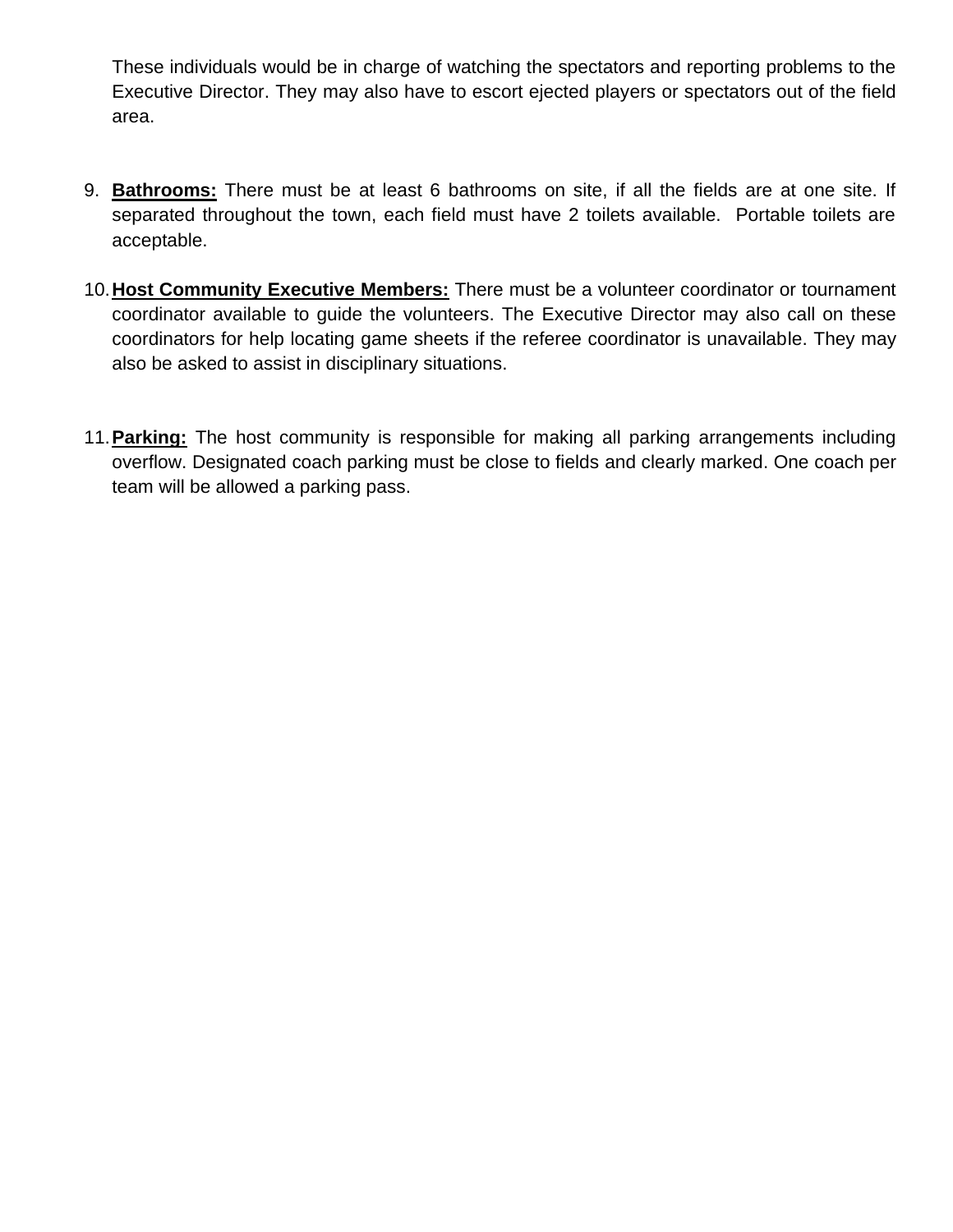These individuals would be in charge of watching the spectators and reporting problems to the Executive Director. They may also have to escort ejected players or spectators out of the field area.

9. **Bathrooms:** There must be at least 6 bathrooms on site, if all the fields are at one site. If separated throughout the town, each field must have 2 toilets available. Portable toilets are acceptable.

10. **Host Community Executive Members:** There must be a volunteer coordinator or tournament coordinator available to guide the volunteers. The Executive Director may also call on these coordinators for help locating game sheets if the referee coordinator is unavailable. They may also be asked to assist in disciplinary situations.

11. **Parking:** The host community is responsible for making all parking arrangements including overflow. Designated coach parking must be close to fields and clearly marked. One coach per team will be allowed a parking pass.